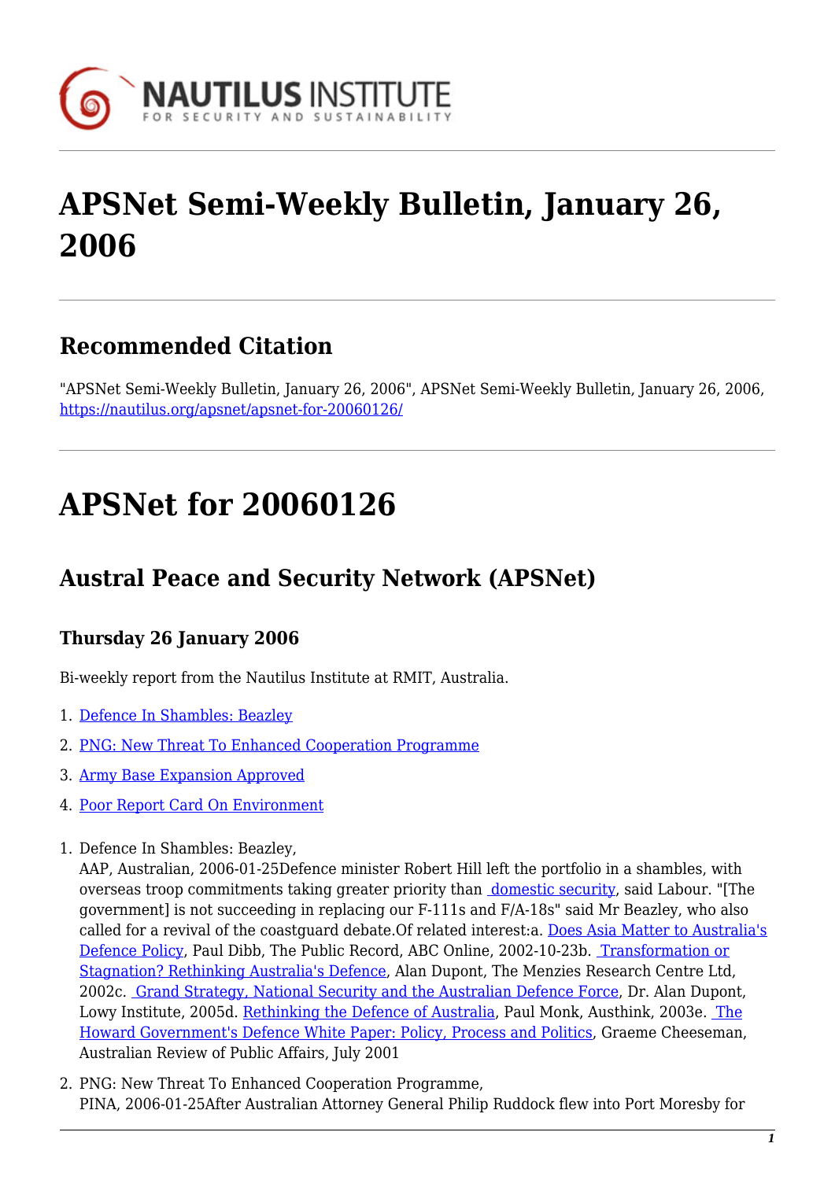# APSNet Semi-Weekly Bulletin, January 26, 2006

## Recommended Citation

"APSNet Semi-Weekly Bulletin, January 26, 2006", APSNet Semi-Weekly Bulletin, January 26, 2006, https://nautilus.org/apsnet/apsnet-for-20060126/

# APSNet for 20060126

## Austral Peace and Security Network (APSNet)

### Thursday 26 January 2006

Bi-weekly report from the Nautilus Institute at RMIT, Australia.

1. Defence In Shambles: Beazley
2. PNG: New Threat To Enhanced Cooperation Programme
3. Army Base Expansion Approved
4. Poor Report Card On Environment

1. Defence In Shambles: Beazley,
   AAP, Australian, 2006-01-25Defence minister Robert Hill left the portfolio in a shambles, with overseas troop commitments taking greater priority than domestic security, said Labour. "[The government] is not succeeding in replacing our F-111s and F/A-18s" said Mr Beazley, who also called for a revival of the coastguard debate.Of related interest:a. Does Asia Matter to Australia's Defence Policy, Paul Dibb, The Public Record, ABC Online, 2002-10-23b. Transformation or Stagnation? Rethinking Australia's Defence, Alan Dupont, The Menzies Research Centre Ltd, 2002c. Grand Strategy, National Security and the Australian Defence Force, Dr. Alan Dupont, Lowy Institute, 2005d. Rethinking the Defence of Australia, Paul Monk, Austhink, 2003e. The Howard Government's Defence White Paper: Policy, Process and Politics, Graeme Cheeseman, Australian Review of Public Affairs, July 2001

2. PNG: New Threat To Enhanced Cooperation Programme,
   PINA, 2006-01-25After Australian Attorney General Philip Ruddock flew into Port Moresby for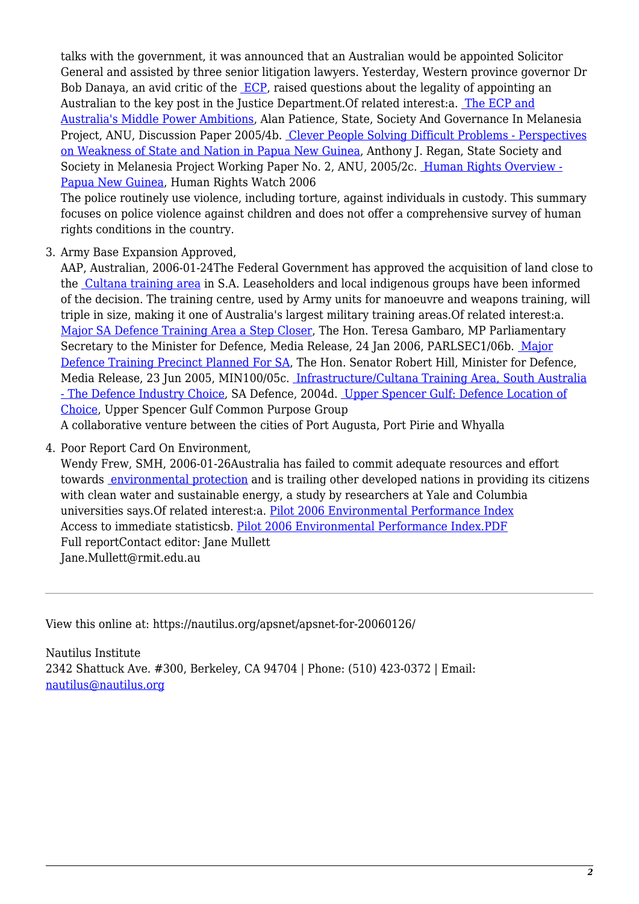talks with the government, it was announced that an Australian would be appointed Solicitor General and assisted by three senior litigation lawyers. Yesterday, Western province governor Dr Bob Danaya, an avid critic of the ECP, raised questions about the legality of appointing an Australian to the key post in the Justice Department.Of related interest:a. The ECP and Australia's Middle Power Ambitions, Alan Patience, State, Society And Governance In Melanesia Project, ANU, Discussion Paper 2005/4b. Clever People Solving Difficult Problems - Perspectives on Weakness of State and Nation in Papua New Guinea, Anthony J. Regan, State Society and Society in Melanesia Project Working Paper No. 2, ANU, 2005/2c. Human Rights Overview - Papua New Guinea, Human Rights Watch 2006
The police routinely use violence, including torture, against individuals in custody. This summary focuses on police violence against children and does not offer a comprehensive survey of human rights conditions in the country.

3. Army Base Expansion Approved,
AAP, Australian, 2006-01-24The Federal Government has approved the acquisition of land close to the Cultana training area in S.A. Leaseholders and local indigenous groups have been informed of the decision. The training centre, used by Army units for manoeuvre and weapons training, will triple in size, making it one of Australia's largest military training areas.Of related interest:a. Major SA Defence Training Area a Step Closer, The Hon. Teresa Gambaro, MP Parliamentary Secretary to the Minister for Defence, Media Release, 24 Jan 2006, PARLSEC1/06b. Major Defence Training Precinct Planned For SA, The Hon. Senator Robert Hill, Minister for Defence, Media Release, 23 Jun 2005, MIN100/05c. Infrastructure/Cultana Training Area, South Australia - The Defence Industry Choice, SA Defence, 2004d. Upper Spencer Gulf: Defence Location of Choice, Upper Spencer Gulf Common Purpose Group
A collaborative venture between the cities of Port Augusta, Port Pirie and Whyalla

4. Poor Report Card On Environment,
Wendy Frew, SMH, 2006-01-26Australia has failed to commit adequate resources and effort towards environmental protection and is trailing other developed nations in providing its citizens with clean water and sustainable energy, a study by researchers at Yale and Columbia universities says.Of related interest:a. Pilot 2006 Environmental Performance Index
Access to immediate statisticsb. Pilot 2006 Environmental Performance Index.PDF
Full reportContact editor: Jane Mullett
Jane.Mullett@rmit.edu.au

---

View this online at: https://nautilus.org/apsnet/apsnet-for-20060126/

Nautilus Institute
2342 Shattuck Ave. #300, Berkeley, CA 94704 | Phone: (510) 423-0372 | Email: nautilus@nautilus.org